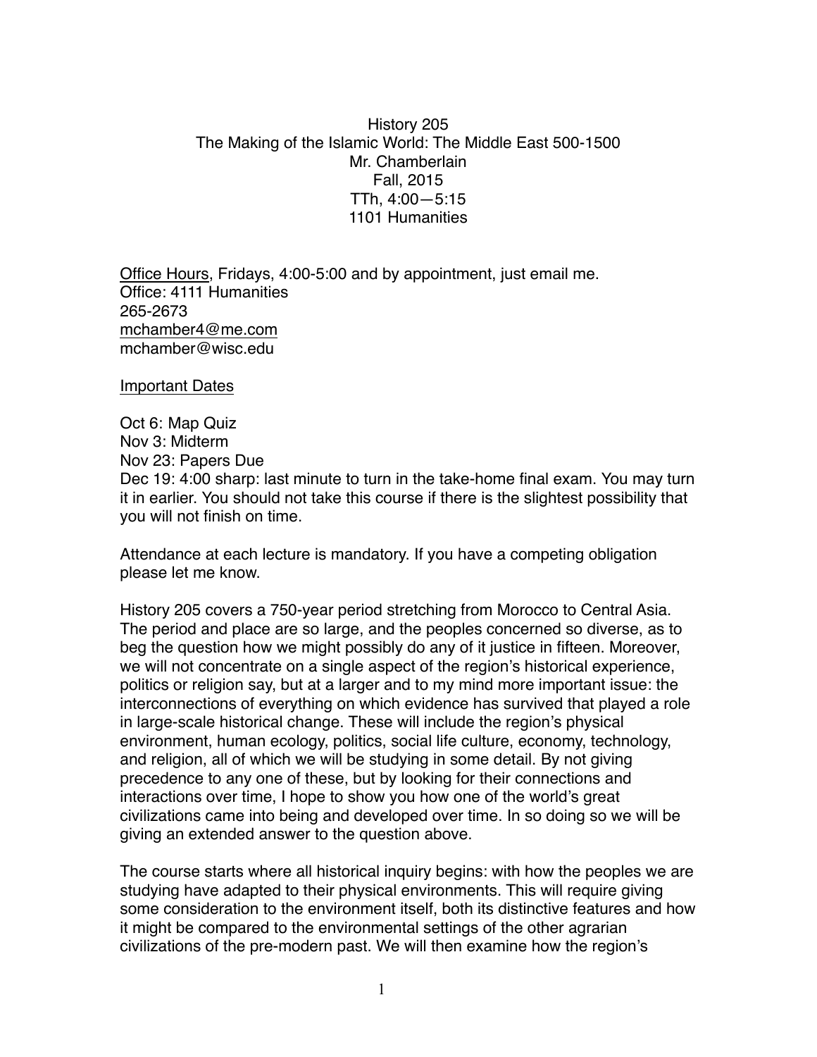History 205  
The Making of the Islamic World: The Middle East 500-1500  
Mr. Chamberlain  
Fall, 2015  
TTh, 4:00—5:15  
1101 Humanities

Office Hours, Fridays, 4:00-5:00 and by appointment, just email me.  
Office: 4111 Humanities  
265-2673  
mchamber4@me.com  
mchamber@wisc.edu

Important Dates

Oct 6: Map Quiz  
Nov 3: Midterm  
Nov 23: Papers Due  
Dec 19: 4:00 sharp: last minute to turn in the take-home final exam. You may turn it in earlier. You should not take this course if there is the slightest possibility that you will not finish on time.

Attendance at each lecture is mandatory. If you have a competing obligation please let me know.

History 205 covers a 750-year period stretching from Morocco to Central Asia. The period and place are so large, and the peoples concerned so diverse, as to beg the question how we might possibly do any of it justice in fifteen. Moreover, we will not concentrate on a single aspect of the region's historical experience, politics or religion say, but at a larger and to my mind more important issue: the interconnections of everything on which evidence has survived that played a role in large-scale historical change. These will include the region's physical environment, human ecology, politics, social life culture, economy, technology, and religion, all of which we will be studying in some detail. By not giving precedence to any one of these, but by looking for their connections and interactions over time, I hope to show you how one of the world's great civilizations came into being and developed over time. In so doing so we will be giving an extended answer to the question above.

The course starts where all historical inquiry begins: with how the peoples we are studying have adapted to their physical environments. This will require giving some consideration to the environment itself, both its distinctive features and how it might be compared to the environmental settings of the other agrarian civilizations of the pre-modern past. We will then examine how the region's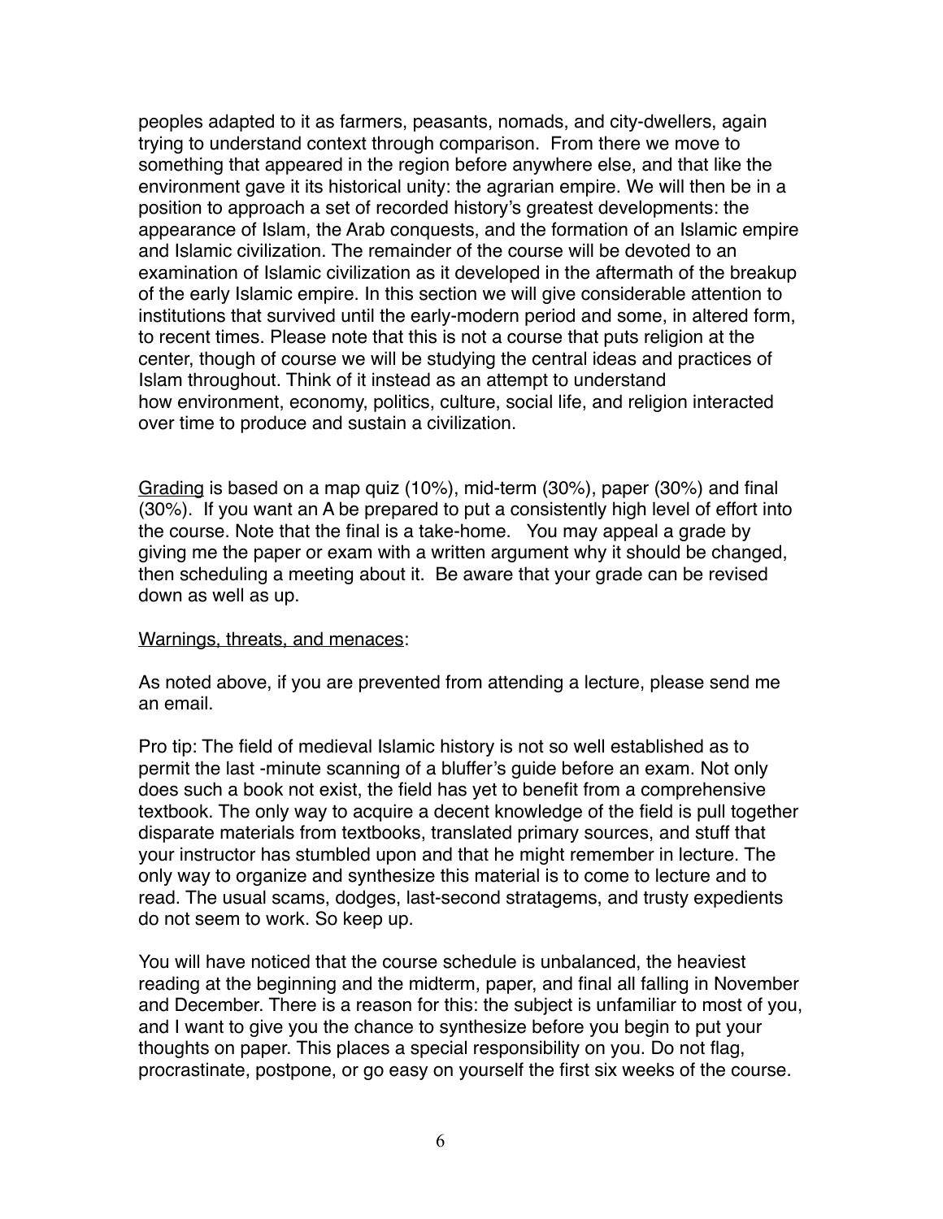peoples adapted to it as farmers, peasants, nomads, and city-dwellers, again trying to understand context through comparison. From there we move to something that appeared in the region before anywhere else, and that like the environment gave it its historical unity: the agrarian empire. We will then be in a position to approach a set of recorded history's greatest developments: the appearance of Islam, the Arab conquests, and the formation of an Islamic empire and Islamic civilization. The remainder of the course will be devoted to an examination of Islamic civilization as it developed in the aftermath of the breakup of the early Islamic empire. In this section we will give considerable attention to institutions that survived until the early-modern period and some, in altered form, to recent times. Please note that this is not a course that puts religion at the center, though of course we will be studying the central ideas and practices of Islam throughout. Think of it instead as an attempt to understand how environment, economy, politics, culture, social life, and religion interacted over time to produce and sustain a civilization.

Grading is based on a map quiz (10%), mid-term (30%), paper (30%) and final (30%). If you want an A be prepared to put a consistently high level of effort into the course. Note that the final is a take-home. You may appeal a grade by giving me the paper or exam with a written argument why it should be changed, then scheduling a meeting about it. Be aware that your grade can be revised down as well as up.

Warnings, threats, and menaces:

As noted above, if you are prevented from attending a lecture, please send me an email.

Pro tip: The field of medieval Islamic history is not so well established as to permit the last -minute scanning of a bluffer's guide before an exam. Not only does such a book not exist, the field has yet to benefit from a comprehensive textbook. The only way to acquire a decent knowledge of the field is pull together disparate materials from textbooks, translated primary sources, and stuff that your instructor has stumbled upon and that he might remember in lecture. The only way to organize and synthesize this material is to come to lecture and to read. The usual scams, dodges, last-second stratagems, and trusty expedients do not seem to work. So keep up.

You will have noticed that the course schedule is unbalanced, the heaviest reading at the beginning and the midterm, paper, and final all falling in November and December. There is a reason for this: the subject is unfamiliar to most of you, and I want to give you the chance to synthesize before you begin to put your thoughts on paper. This places a special responsibility on you. Do not flag, procrastinate, postpone, or go easy on yourself the first six weeks of the course.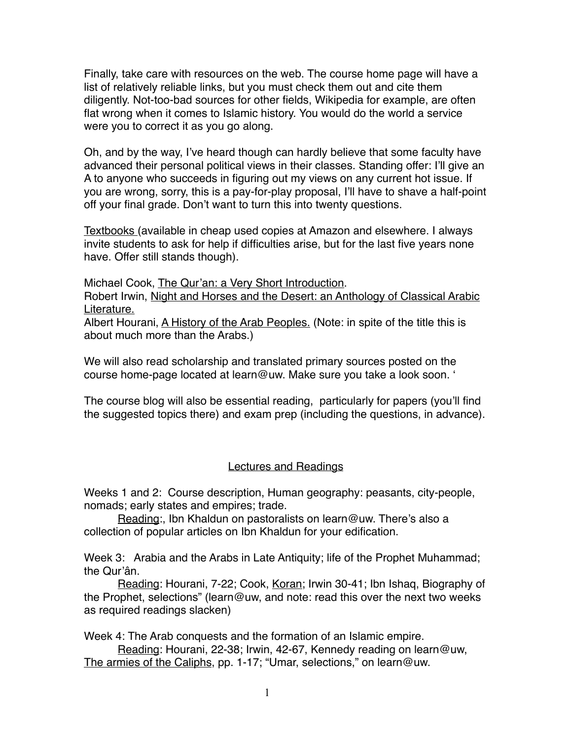Finally, take care with resources on the web. The course home page will have a list of relatively reliable links, but you must check them out and cite them diligently. Not-too-bad sources for other fields, Wikipedia for example, are often flat wrong when it comes to Islamic history. You would do the world a service were you to correct it as you go along.

Oh, and by the way, I've heard though can hardly believe that some faculty have advanced their personal political views in their classes. Standing offer: I'll give an A to anyone who succeeds in figuring out my views on any current hot issue. If you are wrong, sorry, this is a pay-for-play proposal, I'll have to shave a half-point off your final grade. Don't want to turn this into twenty questions.

Textbooks (available in cheap used copies at Amazon and elsewhere. I always invite students to ask for help if difficulties arise, but for the last five years none have. Offer still stands though).

Michael Cook, The Qur'an: a Very Short Introduction.
Robert Irwin, Night and Horses and the Desert: an Anthology of Classical Arabic Literature.
Albert Hourani, A History of the Arab Peoples. (Note: in spite of the title this is about much more than the Arabs.)

We will also read scholarship and translated primary sources posted on the course home-page located at learn@uw. Make sure you take a look soon. '

The course blog will also be essential reading, particularly for papers (you'll find the suggested topics there) and exam prep (including the questions, in advance).

## Lectures and Readings

Weeks 1 and 2: Course description, Human geography: peasants, city-people, nomads; early states and empires; trade.

Reading:, Ibn Khaldun on pastoralists on learn@uw. There's also a collection of popular articles on Ibn Khaldun for your edification.

Week 3: Arabia and the Arabs in Late Antiquity; life of the Prophet Muhammad; the Qur'ân.

Reading: Hourani, 7-22; Cook, Koran; Irwin 30-41; Ibn Ishaq, Biography of the Prophet, selections" (learn@uw, and note: read this over the next two weeks as required readings slacken)

Week 4: The Arab conquests and the formation of an Islamic empire.

Reading: Hourani, 22-38; Irwin, 42-67, Kennedy reading on learn@uw, The armies of the Caliphs, pp. 1-17; "Umar, selections," on learn@uw.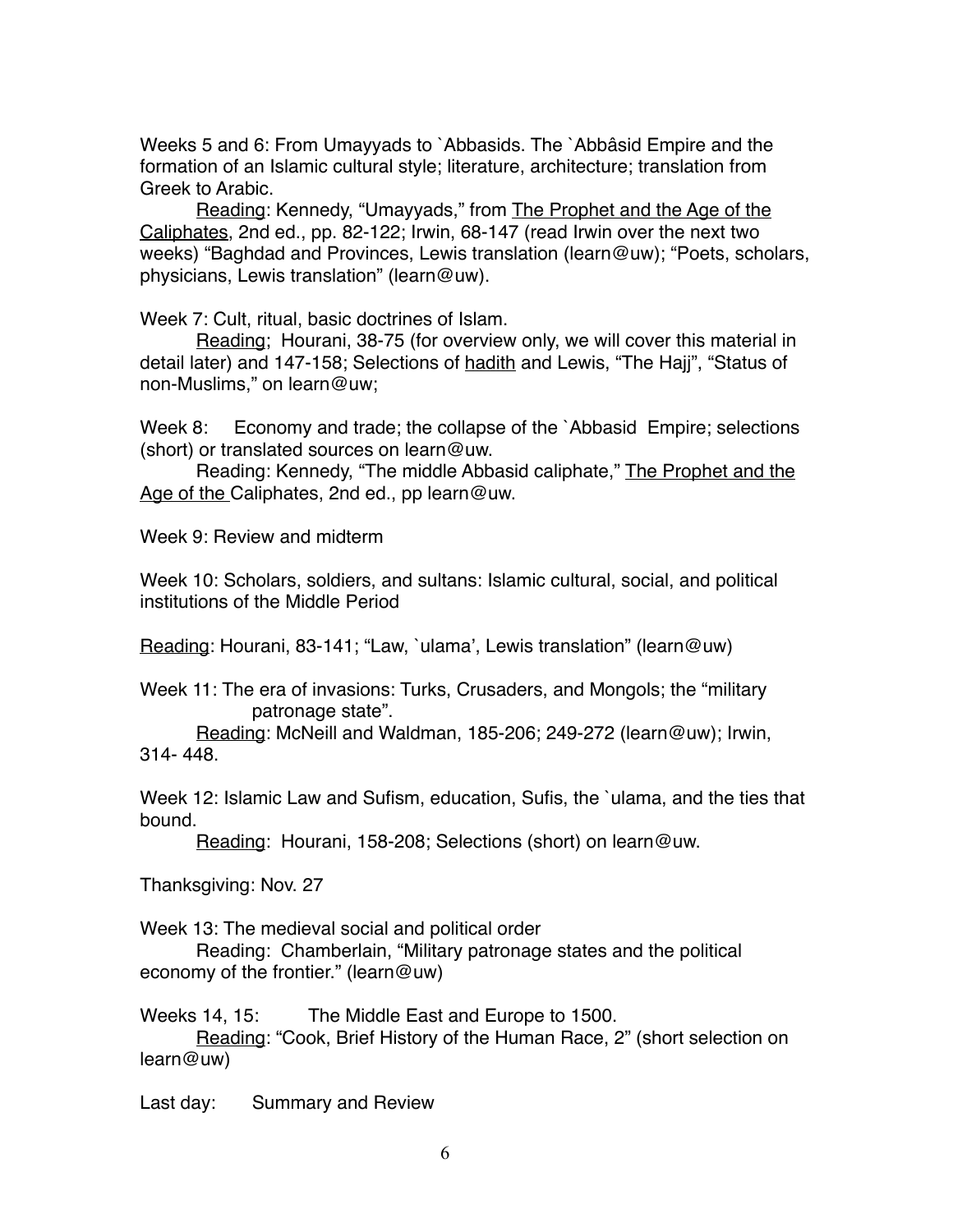Weeks 5 and 6: From Umayyads to `Abbasids. The `Abbâsid Empire and the formation of an Islamic cultural style; literature, architecture; translation from Greek to Arabic.

Reading: Kennedy, "Umayyads," from The Prophet and the Age of the Caliphates, 2nd ed., pp. 82-122; Irwin, 68-147 (read Irwin over the next two weeks) "Baghdad and Provinces, Lewis translation (learn@uw); "Poets, scholars, physicians, Lewis translation" (learn@uw).

Week 7: Cult, ritual, basic doctrines of Islam.

Reading; Hourani, 38-75 (for overview only, we will cover this material in detail later) and 147-158; Selections of hadith and Lewis, "The Hajj", "Status of non-Muslims," on learn@uw;

Week 8: Economy and trade; the collapse of the `Abbasid Empire; selections (short) or translated sources on learn@uw.

Reading: Kennedy, "The middle Abbasid caliphate," The Prophet and the Age of the Caliphates, 2nd ed., pp learn@uw.

Week 9: Review and midterm

Week 10: Scholars, soldiers, and sultans: Islamic cultural, social, and political institutions of the Middle Period

Reading: Hourani, 83-141; "Law, `ulama', Lewis translation" (learn@uw)

Week 11: The era of invasions: Turks, Crusaders, and Mongols; the "military patronage state".

Reading: McNeill and Waldman, 185-206; 249-272 (learn@uw); Irwin, 314- 448.

Week 12: Islamic Law and Sufism, education, Sufis, the `ulama, and the ties that bound.

Reading: Hourani, 158-208; Selections (short) on learn@uw.

Thanksgiving: Nov. 27

Week 13: The medieval social and political order

Reading: Chamberlain, "Military patronage states and the political economy of the frontier." (learn@uw)

Weeks 14, 15: The Middle East and Europe to 1500.

Reading: "Cook, Brief History of the Human Race, 2" (short selection on learn@uw)

Last day: Summary and Review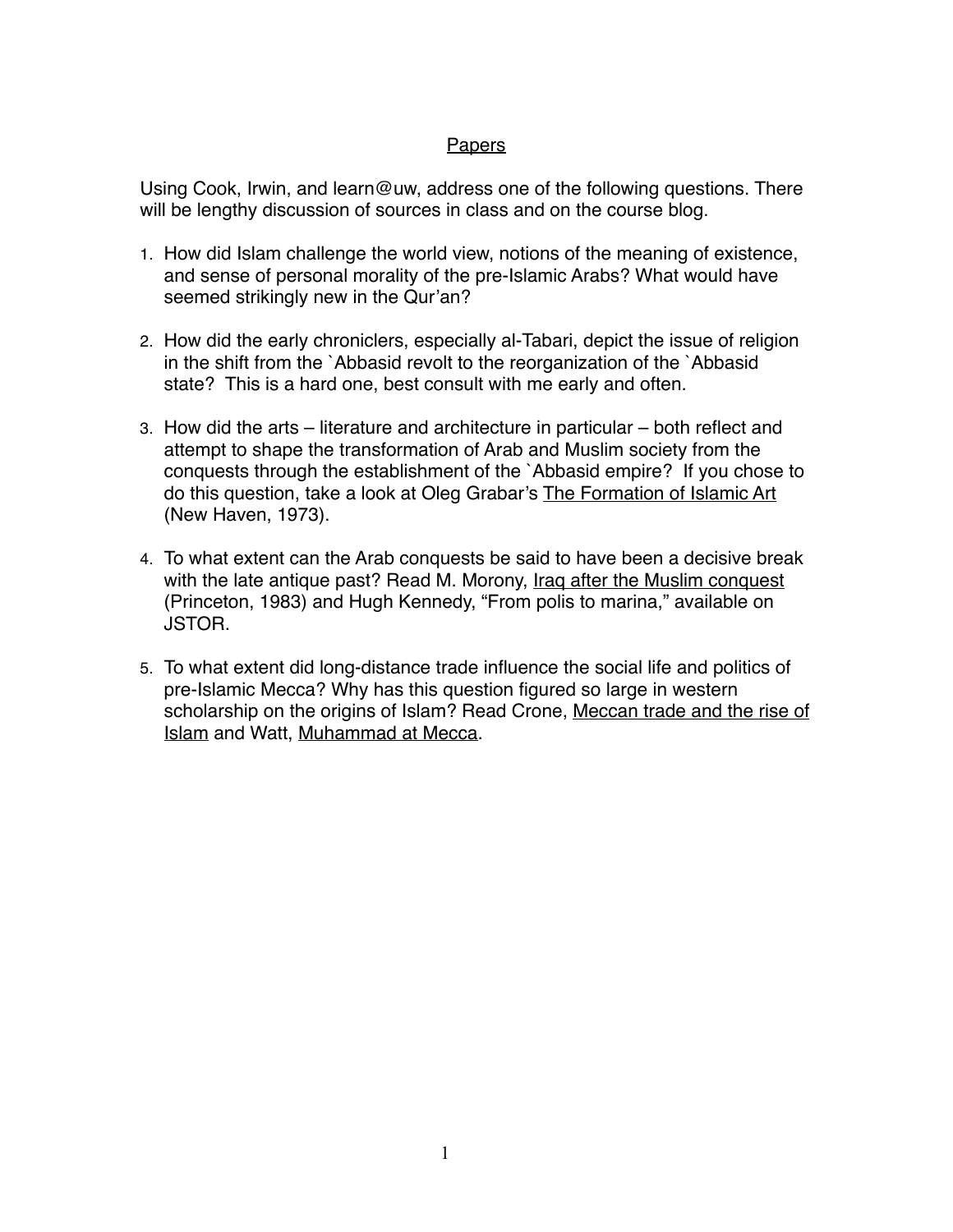## Papers

Using Cook, Irwin, and learn@uw, address one of the following questions. There will be lengthy discussion of sources in class and on the course blog.

1. How did Islam challenge the world view, notions of the meaning of existence, and sense of personal morality of the pre-Islamic Arabs? What would have seemed strikingly new in the Qur'an?

2. How did the early chroniclers, especially al-Tabari, depict the issue of religion in the shift from the `Abbasid revolt to the reorganization of the `Abbasid state? This is a hard one, best consult with me early and often.

3. How did the arts – literature and architecture in particular – both reflect and attempt to shape the transformation of Arab and Muslim society from the conquests through the establishment of the `Abbasid empire? If you chose to do this question, take a look at Oleg Grabar's The Formation of Islamic Art (New Haven, 1973).

4. To what extent can the Arab conquests be said to have been a decisive break with the late antique past? Read M. Morony, Iraq after the Muslim conquest (Princeton, 1983) and Hugh Kennedy, "From polis to marina," available on JSTOR.

5. To what extent did long-distance trade influence the social life and politics of pre-Islamic Mecca? Why has this question figured so large in western scholarship on the origins of Islam? Read Crone, Meccan trade and the rise of Islam and Watt, Muhammad at Mecca.